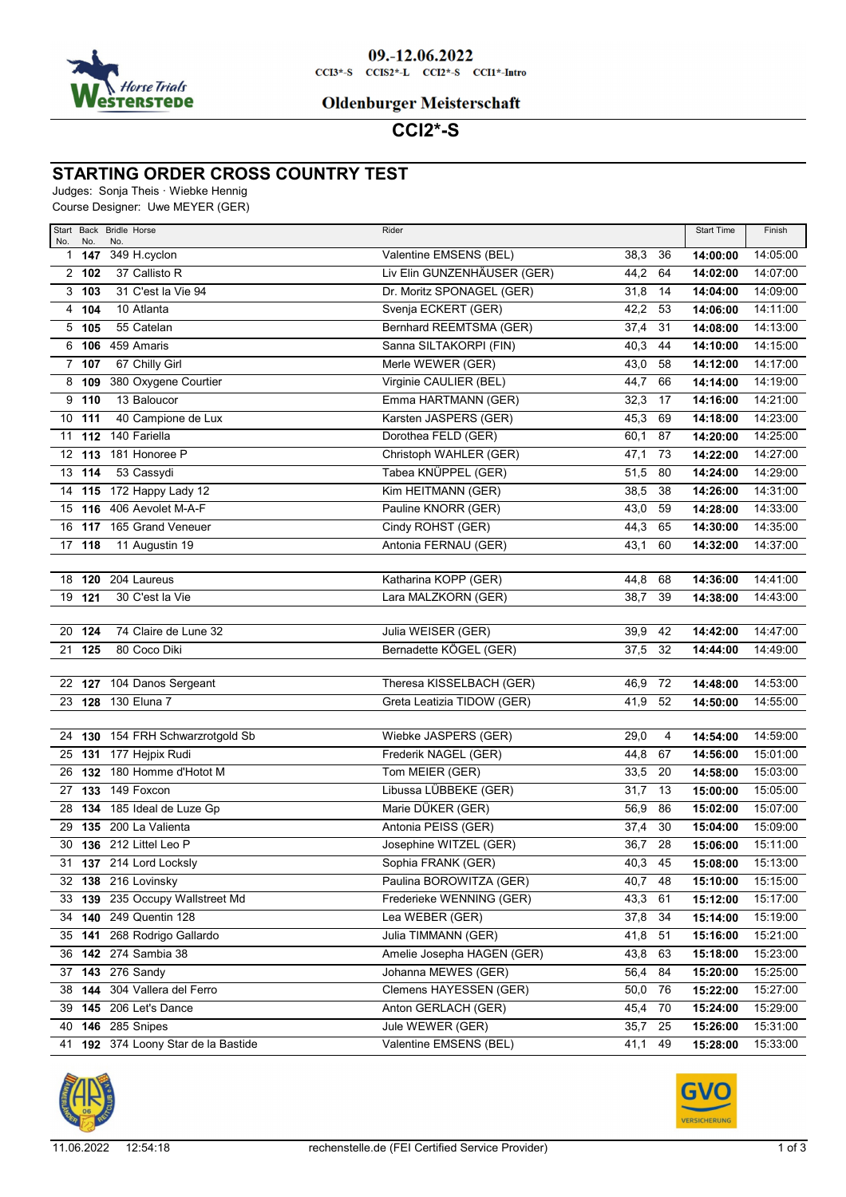09.-12.06.2022

CCI3*-S CCIS2*-L CCI2*-S CCI1*-Intro

Oldenburger Meisterschaft

# CCI2*-S

## STARTING ORDER CROSS COUNTRY TEST

Judges: Sonja Theis · Wiebke Hennig

Course Designer: Uwe MEYER (GER)

| Start No. | Back No. | Bridle No. | Horse | Rider | | | Start Time | Finish |
|---|---|---|---|---|---|---|---|---|
| 1 | **147** | 349 | H.cyclon | Valentine EMSENS (BEL) | 38,3 | 36 | **14:00:00** | 14:05:00 |
| 2 | **102** | 37 | Callisto R | Liv Elin GUNZENHÄUSER (GER) | 44,2 | 64 | **14:02:00** | 14:07:00 |
| 3 | **103** | 31 | C'est la Vie 94 | Dr. Moritz SPONAGEL (GER) | 31,8 | 14 | **14:04:00** | 14:09:00 |
| 4 | **104** | 10 | Atlanta | Svenja ECKERT (GER) | 42,2 | 53 | **14:06:00** | 14:11:00 |
| 5 | **105** | 55 | Catelan | Bernhard REEMTSMA (GER) | 37,4 | 31 | **14:08:00** | 14:13:00 |
| 6 | **106** | 459 | Amaris | Sanna SILTAKORPI (FIN) | 40,3 | 44 | **14:10:00** | 14:15:00 |
| 7 | **107** | 67 | Chilly Girl | Merle WEWER (GER) | 43,0 | 58 | **14:12:00** | 14:17:00 |
| 8 | **109** | 380 | Oxygene Courtier | Virginie CAULIER (BEL) | 44,7 | 66 | **14:14:00** | 14:19:00 |
| 9 | **110** | 13 | Baloucor | Emma HARTMANN (GER) | 32,3 | 17 | **14:16:00** | 14:21:00 |
| 10 | **111** | 40 | Campione de Lux | Karsten JASPERS (GER) | 45,3 | 69 | **14:18:00** | 14:23:00 |
| 11 | **112** | 140 | Fariella | Dorothea FELD (GER) | 60,1 | 87 | **14:20:00** | 14:25:00 |
| 12 | **113** | 181 | Honoree P | Christoph WAHLER (GER) | 47,1 | 73 | **14:22:00** | 14:27:00 |
| 13 | **114** | 53 | Cassydi | Tabea KNÜPPEL (GER) | 51,5 | 80 | **14:24:00** | 14:29:00 |
| 14 | **115** | 172 | Happy Lady 12 | Kim HEITMANN (GER) | 38,5 | 38 | **14:26:00** | 14:31:00 |
| 15 | **116** | 406 | Aevolet M-A-F | Pauline KNORR (GER) | 43,0 | 59 | **14:28:00** | 14:33:00 |
| 16 | **117** | 165 | Grand Veneuer | Cindy ROHST (GER) | 44,3 | 65 | **14:30:00** | 14:35:00 |
| 17 | **118** | 11 | Augustin 19 | Antonia FERNAU (GER) | 43,1 | 60 | **14:32:00** | 14:37:00 |
| 18 | **120** | 204 | Laureus | Katharina KOPP (GER) | 44,8 | 68 | **14:36:00** | 14:41:00 |
| 19 | **121** | 30 | C'est la Vie | Lara MALZKORN (GER) | 38,7 | 39 | **14:38:00** | 14:43:00 |
| 20 | **124** | 74 | Claire de Lune 32 | Julia WEISER (GER) | 39,9 | 42 | **14:42:00** | 14:47:00 |
| 21 | **125** | 80 | Coco Diki | Bernadette KÖGEL (GER) | 37,5 | 32 | **14:44:00** | 14:49:00 |
| 22 | **127** | 104 | Danos Sergeant | Theresa KISSELBACH (GER) | 46,9 | 72 | **14:48:00** | 14:53:00 |
| 23 | **128** | 130 | Eluna 7 | Greta Leatizia TIDOW (GER) | 41,9 | 52 | **14:50:00** | 14:55:00 |
| 24 | **130** | 154 | FRH Schwarzrotgold Sb | Wiebke JASPERS (GER) | 29,0 | 4 | **14:54:00** | 14:59:00 |
| 25 | **131** | 177 | Hejpix Rudi | Frederik NAGEL (GER) | 44,8 | 67 | **14:56:00** | 15:01:00 |
| 26 | **132** | 180 | Homme d'Hotot M | Tom MEIER (GER) | 33,5 | 20 | **14:58:00** | 15:03:00 |
| 27 | **133** | 149 | Foxcon | Libussa LÜBBEKE (GER) | 31,7 | 13 | **15:00:00** | 15:05:00 |
| 28 | **134** | 185 | Ideal de Luze Gp | Marie DÜKER (GER) | 56,9 | 86 | **15:02:00** | 15:07:00 |
| 29 | **135** | 200 | La Valienta | Antonia PEISS (GER) | 37,4 | 30 | **15:04:00** | 15:09:00 |
| 30 | **136** | 212 | Littel Leo P | Josephine WITZEL (GER) | 36,7 | 28 | **15:06:00** | 15:11:00 |
| 31 | **137** | 214 | Lord Locksly | Sophia FRANK (GER) | 40,3 | 45 | **15:08:00** | 15:13:00 |
| 32 | **138** | 216 | Lovinsky | Paulina BOROWITZA (GER) | 40,7 | 48 | **15:10:00** | 15:15:00 |
| 33 | **139** | 235 | Occupy Wallstreet Md | Frederieke WENNING (GER) | 43,3 | 61 | **15:12:00** | 15:17:00 |
| 34 | **140** | 249 | Quentin 128 | Lea WEBER (GER) | 37,8 | 34 | **15:14:00** | 15:19:00 |
| 35 | **141** | 268 | Rodrigo Gallardo | Julia TIMMANN (GER) | 41,8 | 51 | **15:16:00** | 15:21:00 |
| 36 | **142** | 274 | Sambia 38 | Amelie Josepha HAGEN (GER) | 43,8 | 63 | **15:18:00** | 15:23:00 |
| 37 | **143** | 276 | Sandy | Johanna MEWES (GER) | 56,4 | 84 | **15:20:00** | 15:25:00 |
| 38 | **144** | 304 | Vallera del Ferro | Clemens HAYESSEN (GER) | 50,0 | 76 | **15:22:00** | 15:27:00 |
| 39 | **145** | 206 | Let's Dance | Anton GERLACH (GER) | 45,4 | 70 | **15:24:00** | 15:29:00 |
| 40 | **146** | 285 | Snipes | Jule WEWER (GER) | 35,7 | 25 | **15:26:00** | 15:31:00 |
| 41 | **192** | 374 | Loony Star de la Bastide | Valentine EMSENS (BEL) | 41,1 | 49 | **15:28:00** | 15:33:00 |

11.06.2022 12:54:18 rechenstelle.de (FEI Certified Service Provider)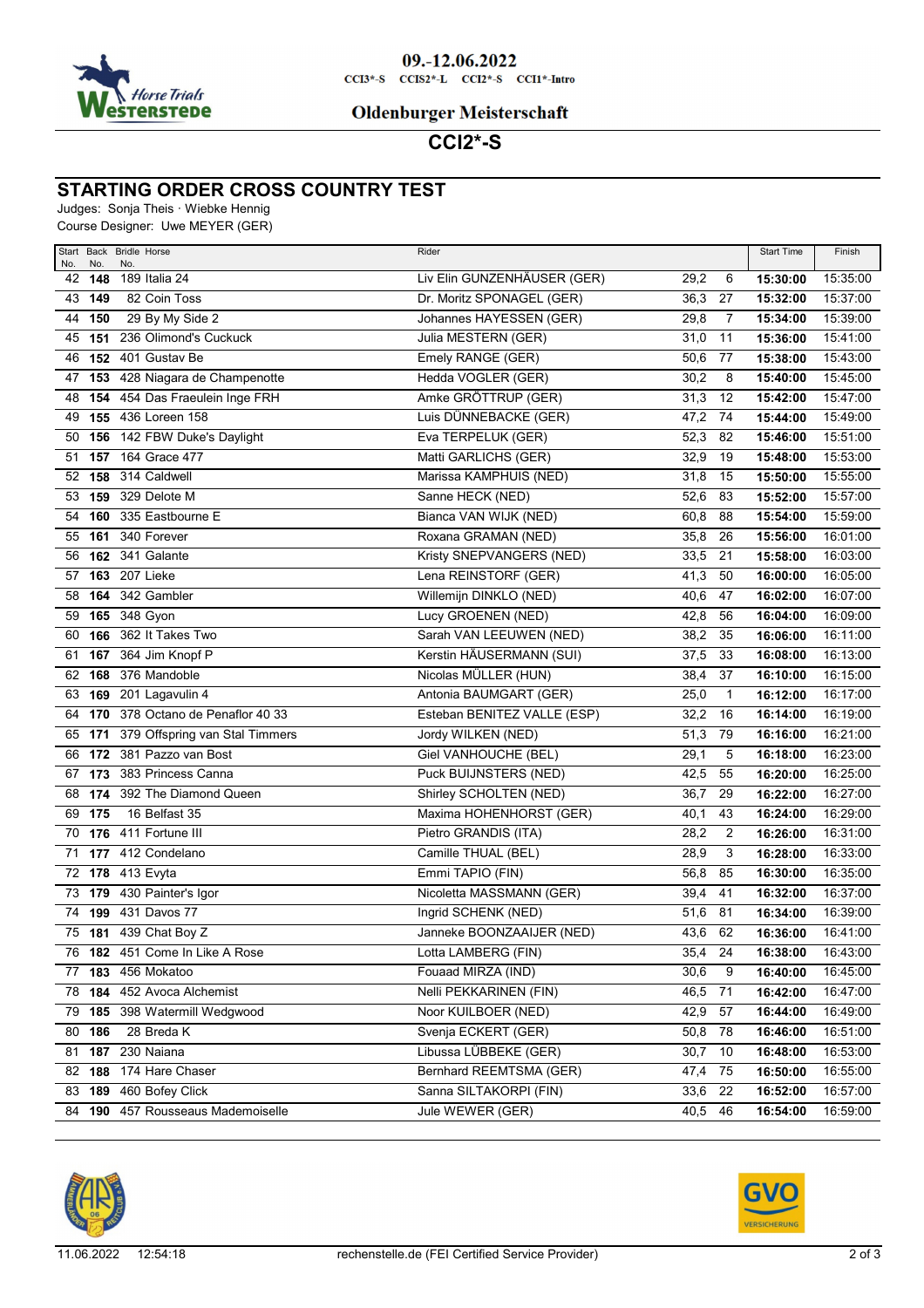09.-12.06.2022

CCI3*-S CCIS2*-L CCI2*-S CCI1*-Intro

Oldenburger Meisterschaft

# CCI2*-S

## STARTING ORDER CROSS COUNTRY TEST

Judges: Sonja Theis · Wiebke Hennig
Course Designer: Uwe MEYER (GER)

| Start No. | Back No. | Bridle No. | Horse | Rider | | | Start Time | Finish |
|---|---|---|---|---|---|---|---|---|
| 42 | **148** | 189 | Italia 24 | Liv Elin GUNZENHÄUSER (GER) | 29,2 | 6 | **15:30:00** | 15:35:00 |
| 43 | **149** | 82 | Coin Toss | Dr. Moritz SPONAGEL (GER) | 36,3 | 27 | **15:32:00** | 15:37:00 |
| 44 | **150** | 29 | By My Side 2 | Johannes HAYESSEN (GER) | 29,8 | 7 | **15:34:00** | 15:39:00 |
| 45 | **151** | 236 | Olimond's Cuckuck | Julia MESTERN (GER) | 31,0 | 11 | **15:36:00** | 15:41:00 |
| 46 | **152** | 401 | Gustav Be | Emely RANGE (GER) | 50,6 | 77 | **15:38:00** | 15:43:00 |
| 47 | **153** | 428 | Niagara de Champenotte | Hedda VOGLER (GER) | 30,2 | 8 | **15:40:00** | 15:45:00 |
| 48 | **154** | 454 | Das Fraeulein Inge FRH | Amke GRÖTTRUP (GER) | 31,3 | 12 | **15:42:00** | 15:47:00 |
| 49 | **155** | 436 | Loreen 158 | Luis DÜNNEBACKE (GER) | 47,2 | 74 | **15:44:00** | 15:49:00 |
| 50 | **156** | 142 | FBW Duke's Daylight | Eva TERPELUK (GER) | 52,3 | 82 | **15:46:00** | 15:51:00 |
| 51 | **157** | 164 | Grace 477 | Matti GARLICHS (GER) | 32,9 | 19 | **15:48:00** | 15:53:00 |
| 52 | **158** | 314 | Caldwell | Marissa KAMPHUIS (NED) | 31,8 | 15 | **15:50:00** | 15:55:00 |
| 53 | **159** | 329 | Delote M | Sanne HECK (NED) | 52,6 | 83 | **15:52:00** | 15:57:00 |
| 54 | **160** | 335 | Eastbourne E | Bianca VAN WIJK (NED) | 60,8 | 88 | **15:54:00** | 15:59:00 |
| 55 | **161** | 340 | Forever | Roxana GRAMAN (NED) | 35,8 | 26 | **15:56:00** | 16:01:00 |
| 56 | **162** | 341 | Galante | Kristy SNEPVANGERS (NED) | 33,5 | 21 | **15:58:00** | 16:03:00 |
| 57 | **163** | 207 | Lieke | Lena REINSTORF (GER) | 41,3 | 50 | **16:00:00** | 16:05:00 |
| 58 | **164** | 342 | Gambler | Willemijn DINKLO (NED) | 40,6 | 47 | **16:02:00** | 16:07:00 |
| 59 | **165** | 348 | Gyon | Lucy GROENEN (NED) | 42,8 | 56 | **16:04:00** | 16:09:00 |
| 60 | **166** | 362 | It Takes Two | Sarah VAN LEEUWEN (NED) | 38,2 | 35 | **16:06:00** | 16:11:00 |
| 61 | **167** | 364 | Jim Knopf P | Kerstin HÄUSERMANN (SUI) | 37,5 | 33 | **16:08:00** | 16:13:00 |
| 62 | **168** | 376 | Mandoble | Nicolas MÜLLER (HUN) | 38,4 | 37 | **16:10:00** | 16:15:00 |
| 63 | **169** | 201 | Lagavulin 4 | Antonia BAUMGART (GER) | 25,0 | 1 | **16:12:00** | 16:17:00 |
| 64 | **170** | 378 | Octano de Penaflor 40 33 | Esteban BENITEZ VALLE (ESP) | 32,2 | 16 | **16:14:00** | 16:19:00 |
| 65 | **171** | 379 | Offspring van Stal Timmers | Jordy WILKEN (NED) | 51,3 | 79 | **16:16:00** | 16:21:00 |
| 66 | **172** | 381 | Pazzo van Bost | Giel VANHOUCHE (BEL) | 29,1 | 5 | **16:18:00** | 16:23:00 |
| 67 | **173** | 383 | Princess Canna | Puck BUIJNSTERS (NED) | 42,5 | 55 | **16:20:00** | 16:25:00 |
| 68 | **174** | 392 | The Diamond Queen | Shirley SCHOLTEN (NED) | 36,7 | 29 | **16:22:00** | 16:27:00 |
| 69 | **175** | 16 | Belfast 35 | Maxima HOHENHORST (GER) | 40,1 | 43 | **16:24:00** | 16:29:00 |
| 70 | **176** | 411 | Fortune III | Pietro GRANDIS (ITA) | 28,2 | 2 | **16:26:00** | 16:31:00 |
| 71 | **177** | 412 | Condelano | Camille THUAL (BEL) | 28,9 | 3 | **16:28:00** | 16:33:00 |
| 72 | **178** | 413 | Evyta | Emmi TAPIO (FIN) | 56,8 | 85 | **16:30:00** | 16:35:00 |
| 73 | **179** | 430 | Painter's Igor | Nicoletta MASSMANN (GER) | 39,4 | 41 | **16:32:00** | 16:37:00 |
| 74 | **199** | 431 | Davos 77 | Ingrid SCHENK (NED) | 51,6 | 81 | **16:34:00** | 16:39:00 |
| 75 | **181** | 439 | Chat Boy Z | Janneke BOONZAAIJER (NED) | 43,6 | 62 | **16:36:00** | 16:41:00 |
| 76 | **182** | 451 | Come In Like A Rose | Lotta LAMBERG (FIN) | 35,4 | 24 | **16:38:00** | 16:43:00 |
| 77 | **183** | 456 | Mokatoo | Fouaad MIRZA (IND) | 30,6 | 9 | **16:40:00** | 16:45:00 |
| 78 | **184** | 452 | Avoca Alchemist | Nelli PEKKARINEN (FIN) | 46,5 | 71 | **16:42:00** | 16:47:00 |
| 79 | **185** | 398 | Watermill Wedgwood | Noor KUILBOER (NED) | 42,9 | 57 | **16:44:00** | 16:49:00 |
| 80 | **186** | 28 | Breda K | Svenja ECKERT (GER) | 50,8 | 78 | **16:46:00** | 16:51:00 |
| 81 | **187** | 230 | Naiana | Libussa LÜBBEKE (GER) | 30,7 | 10 | **16:48:00** | 16:53:00 |
| 82 | **188** | 174 | Hare Chaser | Bernhard REEMTSMA (GER) | 47,4 | 75 | **16:50:00** | 16:55:00 |
| 83 | **189** | 460 | Bofey Click | Sanna SILTAKORPI (FIN) | 33,6 | 22 | **16:52:00** | 16:57:00 |
| 84 | **190** | 457 | Rousseaus Mademoiselle | Jule WEWER (GER) | 40,5 | 46 | **16:54:00** | 16:59:00 |

11.06.2022 12:54:18 rechenstelle.de (FEI Certified Service Provider)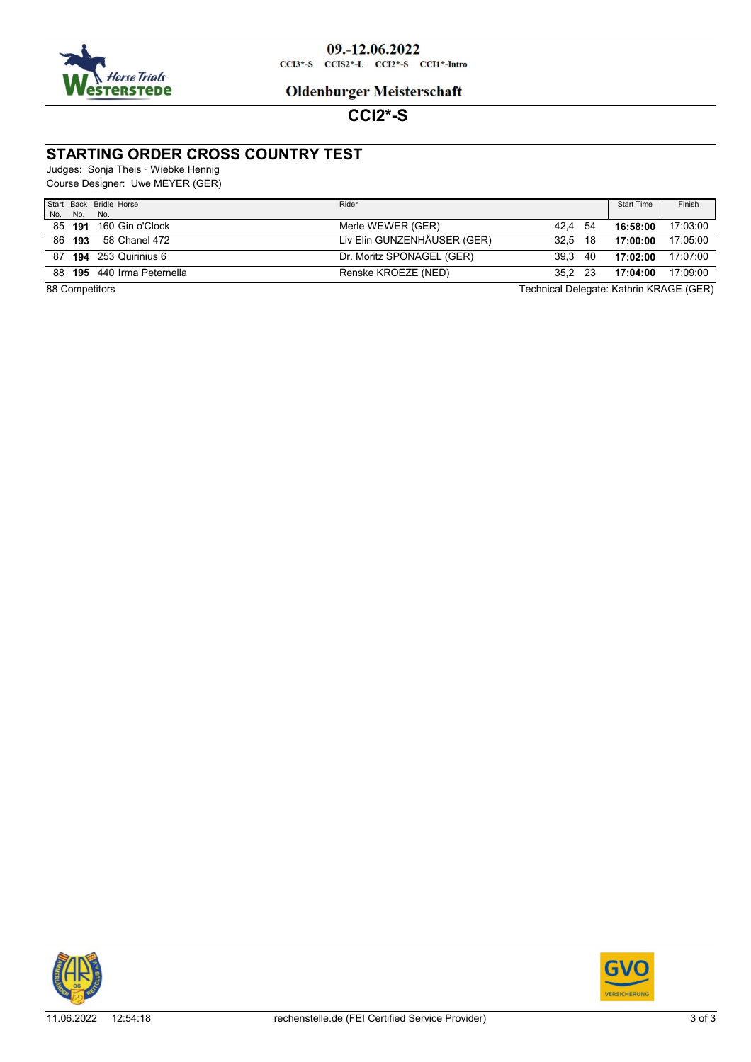09.-12.06.2022

CCI3*-S CCIS2*-L CCI2*-S CCI1*-Intro

Oldenburger Meisterschaft

# CCI2*-S

## STARTING ORDER CROSS COUNTRY TEST

Judges: Sonja Theis · Wiebke Hennig

Course Designer: Uwe MEYER (GER)

| Start No. | Back No. | Bridle No. | Horse | Rider | | | Start Time | Finish |
|---|---|---|---|---|---|---|---|---|
| 85 | **191** | 160 | Gin o'Clock | Merle WEWER (GER) | 42,4 | 54 | **16:58:00** | 17:03:00 |
| 86 | **193** | 58 | Chanel 472 | Liv Elin GUNZENHÄUSER (GER) | 32,5 | 18 | **17:00:00** | 17:05:00 |
| 87 | **194** | 253 | Quirinius 6 | Dr. Moritz SPONAGEL (GER) | 39,3 | 40 | **17:02:00** | 17:07:00 |
| 88 | **195** | 440 | Irma Peternella | Renske KROEZE (NED) | 35,2 | 23 | **17:04:00** | 17:09:00 |

88 Competitors

Technical Delegate: Kathrin KRAGE (GER)

11.06.2022 12:54:18

rechenstelle.de (FEI Certified Service Provider)